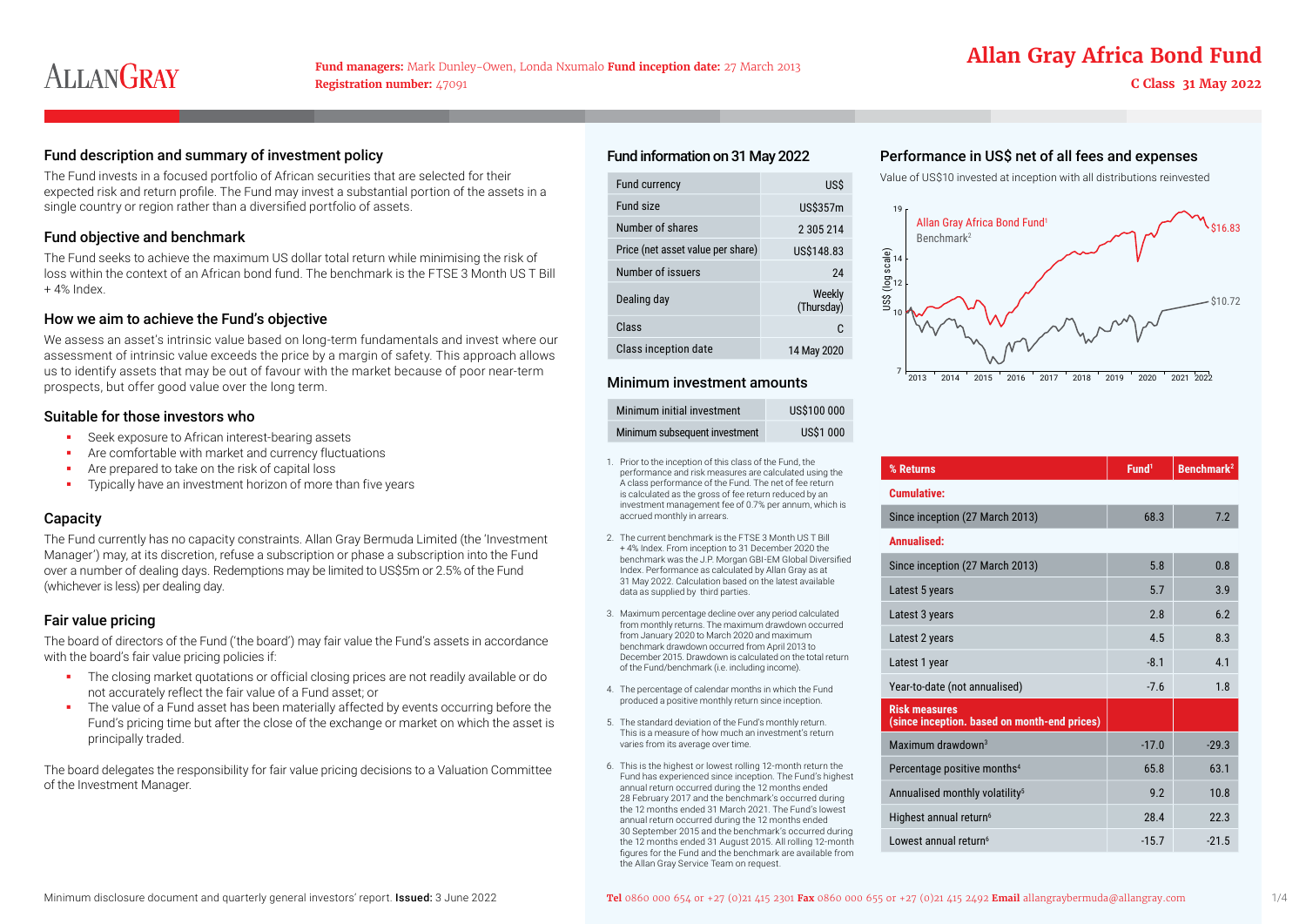# Allan Gray Africa Bond Fund

**C Class 31 May 2022**

**Fund managers:** Mark Dunley-Owen, Londa Nxumalo **Fund inception date:** 27 March 2013
**Registration number:** 47091

## Fund description and summary of investment policy

The Fund invests in a focused portfolio of African securities that are selected for their expected risk and return profile. The Fund may invest a substantial portion of the assets in a single country or region rather than a diversified portfolio of assets.

## Fund objective and benchmark

The Fund seeks to achieve the maximum US dollar total return while minimising the risk of loss within the context of an African bond fund. The benchmark is the FTSE 3 Month US T Bill + 4% Index.

## How we aim to achieve the Fund's objective

We assess an asset's intrinsic value based on long-term fundamentals and invest where our assessment of intrinsic value exceeds the price by a margin of safety. This approach allows us to identify assets that may be out of favour with the market because of poor near-term prospects, but offer good value over the long term.

## Suitable for those investors who

- Seek exposure to African interest-bearing assets
- Are comfortable with market and currency fluctuations
- Are prepared to take on the risk of capital loss
- Typically have an investment horizon of more than five years

## Capacity

The Fund currently has no capacity constraints. Allan Gray Bermuda Limited (the 'Investment Manager') may, at its discretion, refuse a subscription or phase a subscription into the Fund over a number of dealing days. Redemptions may be limited to US$5m or 2.5% of the Fund (whichever is less) per dealing day.

## Fair value pricing

The board of directors of the Fund ('the board') may fair value the Fund's assets in accordance with the board's fair value pricing policies if:

- The closing market quotations or official closing prices are not readily available or do not accurately reflect the fair value of a Fund asset; or
- The value of a Fund asset has been materially affected by events occurring before the Fund's pricing time but after the close of the exchange or market on which the asset is principally traded.

The board delegates the responsibility for fair value pricing decisions to a Valuation Committee of the Investment Manager.

## Fund information on 31 May 2022

| | |
|---|---|
| Fund currency | US$ |
| Fund size | US$357m |
| Number of shares | 2 305 214 |
| Price (net asset value per share) | US$148.83 |
| Number of issuers | 24 |
| Dealing day | Weekly (Thursday) |
| Class | C |
| Class inception date | 14 May 2020 |

## Minimum investment amounts

| | |
|---|---|
| Minimum initial investment | US$100 000 |
| Minimum subsequent investment | US$1 000 |

1. Prior to the inception of this class of the Fund, the performance and risk measures are calculated using the A class performance of the Fund. The net of fee return is calculated as the gross of fee return reduced by an investment management fee of 0.7% per annum, which is accrued monthly in arrears.
2. The current benchmark is the FTSE 3 Month US T Bill + 4% Index. From inception to 31 December 2020 the benchmark was the J.P. Morgan GBI-EM Global Diversified Index. Performance as calculated by Allan Gray as at 31 May 2022. Calculation based on the latest available data as supplied by third parties.
3. Maximum percentage decline over any period calculated from monthly returns. The maximum drawdown occurred from January 2020 to March 2020 and maximum benchmark drawdown occurred from April 2013 to December 2015. Drawdown is calculated on the total return of the Fund/benchmark (i.e. including income).
4. The percentage of calendar months in which the Fund produced a positive monthly return since inception.
5. The standard deviation of the Fund's monthly return. This is a measure of how much an investment's return varies from its average over time.
6. This is the highest or lowest rolling 12-month return the Fund has experienced since inception. The Fund's highest annual return occurred during the 12 months ended 28 February 2017 and the benchmark's occurred during the 12 months ended 31 March 2021. The Fund's lowest annual return occurred during the 12 months ended 30 September 2015 and the benchmark's occurred during the 12 months ended 31 August 2015. All rolling 12-month figures for the Fund and the benchmark are available from the Allan Gray Service Team on request.

## Performance in US$ net of all fees and expenses

Value of US$10 invested at inception with all distributions reinvested

Allan Gray Africa Bond Fund[1]: $16.83
Benchmark[2]: $10.72

| % Returns | Fund[1] | Benchmark[2] |
|---|---|---|
| **Cumulative:** | | |
| Since inception (27 March 2013) | 68.3 | 7.2 |
| **Annualised:** | | |
| Since inception (27 March 2013) | 5.8 | 0.8 |
| Latest 5 years | 5.7 | 3.9 |
| Latest 3 years | 2.8 | 6.2 |
| Latest 2 years | 4.5 | 8.3 |
| Latest 1 year | -8.1 | 4.1 |
| Year-to-date (not annualised) | -7.6 | 1.8 |
| **Risk measures (since inception, based on month-end prices)** | | |
| Maximum drawdown[3] | -17.0 | -29.3 |
| Percentage positive months[4] | 65.8 | 63.1 |
| Annualised monthly volatility[5] | 9.2 | 10.8 |
| Highest annual return[6] | 28.4 | 22.3 |
| Lowest annual return[6] | -15.7 | -21.5 |

Minimum disclosure document and quarterly general investors' report. **Issued:** 3 June 2022

**Tel** 0860 000 654 or +27 (0)21 415 2301 **Fax** 0860 000 655 or +27 (0)21 415 2492 **Email** allangraybermuda@allangray.com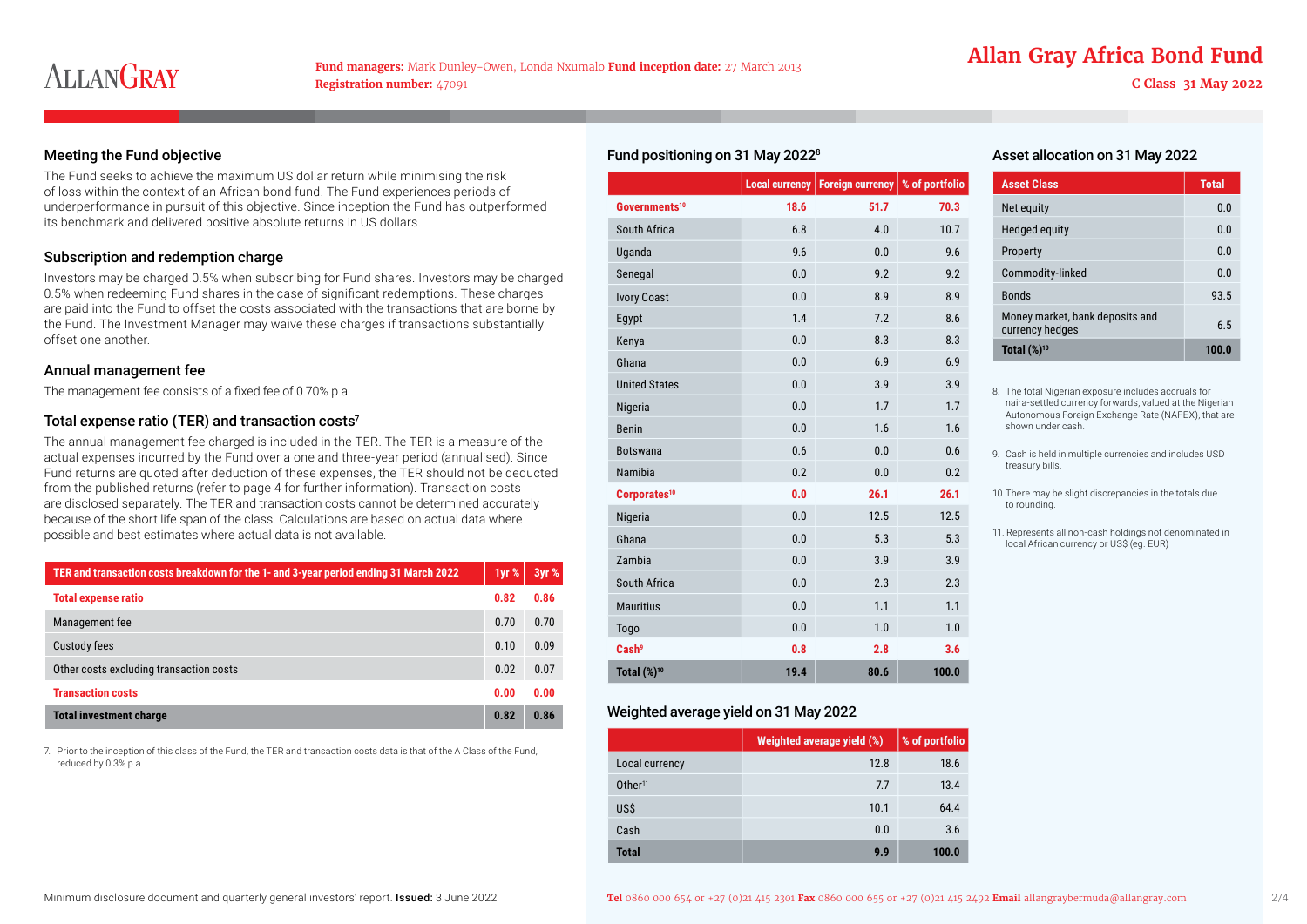# Allan Gray Africa Bond Fund

C Class 31 May 2022

**Fund managers:** Mark Dunley-Owen, Londa Nxumalo **Fund inception date:** 27 March 2013
**Registration number:** 47091

## Meeting the Fund objective

The Fund seeks to achieve the maximum US dollar return while minimising the risk of loss within the context of an African bond fund. The Fund experiences periods of underperformance in pursuit of this objective. Since inception the Fund has outperformed its benchmark and delivered positive absolute returns in US dollars.

## Subscription and redemption charge

Investors may be charged 0.5% when subscribing for Fund shares. Investors may be charged 0.5% when redeeming Fund shares in the case of significant redemptions. These charges are paid into the Fund to offset the costs associated with the transactions that are borne by the Fund. The Investment Manager may waive these charges if transactions substantially offset one another.

## Annual management fee

The management fee consists of a fixed fee of 0.70% p.a.

## Total expense ratio (TER) and transaction costs[7]

The annual management fee charged is included in the TER. The TER is a measure of the actual expenses incurred by the Fund over a one and three-year period (annualised). Since Fund returns are quoted after deduction of these expenses, the TER should not be deducted from the published returns (refer to page 4 for further information). Transaction costs are disclosed separately. The TER and transaction costs cannot be determined accurately because of the short life span of the class. Calculations are based on actual data where possible and best estimates where actual data is not available.

| TER and transaction costs breakdown for the 1- and 3-year period ending 31 March 2022 | 1yr % | 3yr % |
|---|---|---|
| **Total expense ratio** | **0.82** | **0.86** |
| Management fee | 0.70 | 0.70 |
| Custody fees | 0.10 | 0.09 |
| Other costs excluding transaction costs | 0.02 | 0.07 |
| **Transaction costs** | **0.00** | **0.00** |
| **Total investment charge** | **0.82** | **0.86** |

7. Prior to the inception of this class of the Fund, the TER and transaction costs data is that of the A Class of the Fund, reduced by 0.3% p.a.

## Fund positioning on 31 May 2022[8]

| | Local currency | Foreign currency | % of portfolio |
|---|---|---|---|
| **Governments[10]** | **18.6** | **51.7** | **70.3** |
| South Africa | 6.8 | 4.0 | 10.7 |
| Uganda | 9.6 | 0.0 | 9.6 |
| Senegal | 0.0 | 9.2 | 9.2 |
| Ivory Coast | 0.0 | 8.9 | 8.9 |
| Egypt | 1.4 | 7.2 | 8.6 |
| Kenya | 0.0 | 8.3 | 8.3 |
| Ghana | 0.0 | 6.9 | 6.9 |
| United States | 0.0 | 3.9 | 3.9 |
| Nigeria | 0.0 | 1.7 | 1.7 |
| Benin | 0.0 | 1.6 | 1.6 |
| Botswana | 0.6 | 0.0 | 0.6 |
| Namibia | 0.2 | 0.0 | 0.2 |
| **Corporates[10]** | **0.0** | **26.1** | **26.1** |
| Nigeria | 0.0 | 12.5 | 12.5 |
| Ghana | 0.0 | 5.3 | 5.3 |
| Zambia | 0.0 | 3.9 | 3.9 |
| South Africa | 0.0 | 2.3 | 2.3 |
| Mauritius | 0.0 | 1.1 | 1.1 |
| Togo | 0.0 | 1.0 | 1.0 |
| **Cash[9]** | **0.8** | **2.8** | **3.6** |
| **Total (%)[10]** | **19.4** | **80.6** | **100.0** |

## Weighted average yield on 31 May 2022

| | Weighted average yield (%) | % of portfolio |
|---|---|---|
| Local currency | 12.8 | 18.6 |
| Other[11] | 7.7 | 13.4 |
| US$ | 10.1 | 64.4 |
| Cash | 0.0 | 3.6 |
| **Total** | **9.9** | **100.0** |

## Asset allocation on 31 May 2022

| Asset Class | Total |
|---|---|
| Net equity | 0.0 |
| Hedged equity | 0.0 |
| Property | 0.0 |
| Commodity-linked | 0.0 |
| Bonds | 93.5 |
| Money market, bank deposits and currency hedges | 6.5 |
| **Total (%)[10]** | **100.0** |

8. The total Nigerian exposure includes accruals for naira-settled currency forwards, valued at the Nigerian Autonomous Foreign Exchange Rate (NAFEX), that are shown under cash.

9. Cash is held in multiple currencies and includes USD treasury bills.

10. There may be slight discrepancies in the totals due to rounding.

11. Represents all non-cash holdings not denominated in local African currency or US$ (eg. EUR)

Minimum disclosure document and quarterly general investors' report. **Issued:** 3 June 2022

**Tel** 0860 000 654 or +27 (0)21 415 2301 **Fax** 0860 000 655 or +27 (0)21 415 2492 **Email** allangraybermuda@allangray.com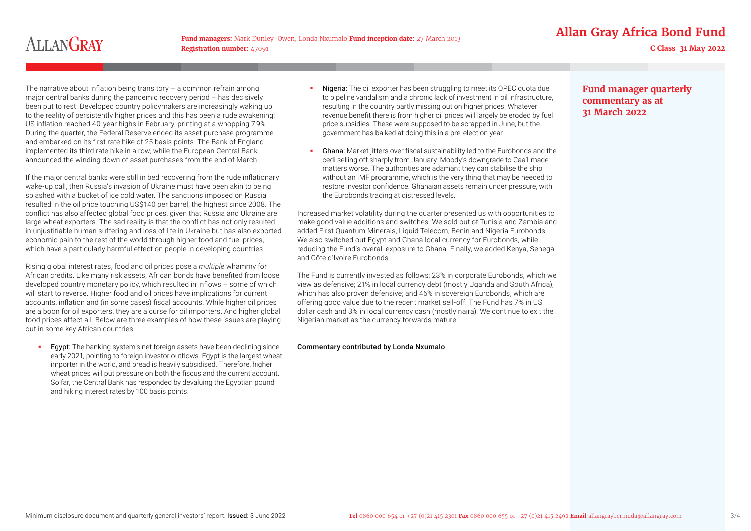## Fund manager quarterly commentary as at 31 March 2022

The narrative about inflation being transitory – a common refrain among major central banks during the pandemic recovery period – has decisively been put to rest. Developed country policymakers are increasingly waking up to the reality of persistently higher prices and this has been a rude awakening: US inflation reached 40-year highs in February, printing at a whopping 7.9%. During the quarter, the Federal Reserve ended its asset purchase programme and embarked on its first rate hike of 25 basis points. The Bank of England implemented its third rate hike in a row, while the European Central Bank announced the winding down of asset purchases from the end of March.

If the major central banks were still in bed recovering from the rude inflationary wake-up call, then Russia's invasion of Ukraine must have been akin to being splashed with a bucket of ice cold water. The sanctions imposed on Russia resulted in the oil price touching US$140 per barrel, the highest since 2008. The conflict has also affected global food prices, given that Russia and Ukraine are large wheat exporters. The sad reality is that the conflict has not only resulted in unjustifiable human suffering and loss of life in Ukraine but has also exported economic pain to the rest of the world through higher food and fuel prices, which have a particularly harmful effect on people in developing countries.

Rising global interest rates, food and oil prices pose a *multiple* whammy for African credits. Like many risk assets, African bonds have benefited from loose developed country monetary policy, which resulted in inflows – some of which will start to reverse. Higher food and oil prices have implications for current accounts, inflation and (in some cases) fiscal accounts. While higher oil prices are a boon for oil exporters, they are a curse for oil importers. And higher global food prices affect all. Below are three examples of how these issues are playing out in some key African countries:

- Egypt: The banking system's net foreign assets have been declining since early 2021, pointing to foreign investor outflows. Egypt is the largest wheat importer in the world, and bread is heavily subsidised. Therefore, higher wheat prices will put pressure on both the fiscus and the current account. So far, the Central Bank has responded by devaluing the Egyptian pound and hiking interest rates by 100 basis points.
- Nigeria: The oil exporter has been struggling to meet its OPEC quota due to pipeline vandalism and a chronic lack of investment in oil infrastructure, resulting in the country partly missing out on higher prices. Whatever revenue benefit there is from higher oil prices will largely be eroded by fuel price subsidies. These were supposed to be scrapped in June, but the government has balked at doing this in a pre-election year.
- Ghana: Market jitters over fiscal sustainability led to the Eurobonds and the cedi selling off sharply from January. Moody's downgrade to Caa1 made matters worse. The authorities are adamant they can stabilise the ship without an IMF programme, which is the very thing that may be needed to restore investor confidence. Ghanaian assets remain under pressure, with the Eurobonds trading at distressed levels.

Increased market volatility during the quarter presented us with opportunities to make good value additions and switches. We sold out of Tunisia and Zambia and added First Quantum Minerals, Liquid Telecom, Benin and Nigeria Eurobonds. We also switched out Egypt and Ghana local currency for Eurobonds, while reducing the Fund's overall exposure to Ghana. Finally, we added Kenya, Senegal and Côte d'Ivoire Eurobonds.

The Fund is currently invested as follows: 23% in corporate Eurobonds, which we view as defensive; 21% in local currency debt (mostly Uganda and South Africa), which has also proven defensive; and 46% in sovereign Eurobonds, which are offering good value due to the recent market sell-off. The Fund has 7% in US dollar cash and 3% in local currency cash (mostly naira). We continue to exit the Nigerian market as the currency forwards mature.

Commentary contributed by Londa Nxumalo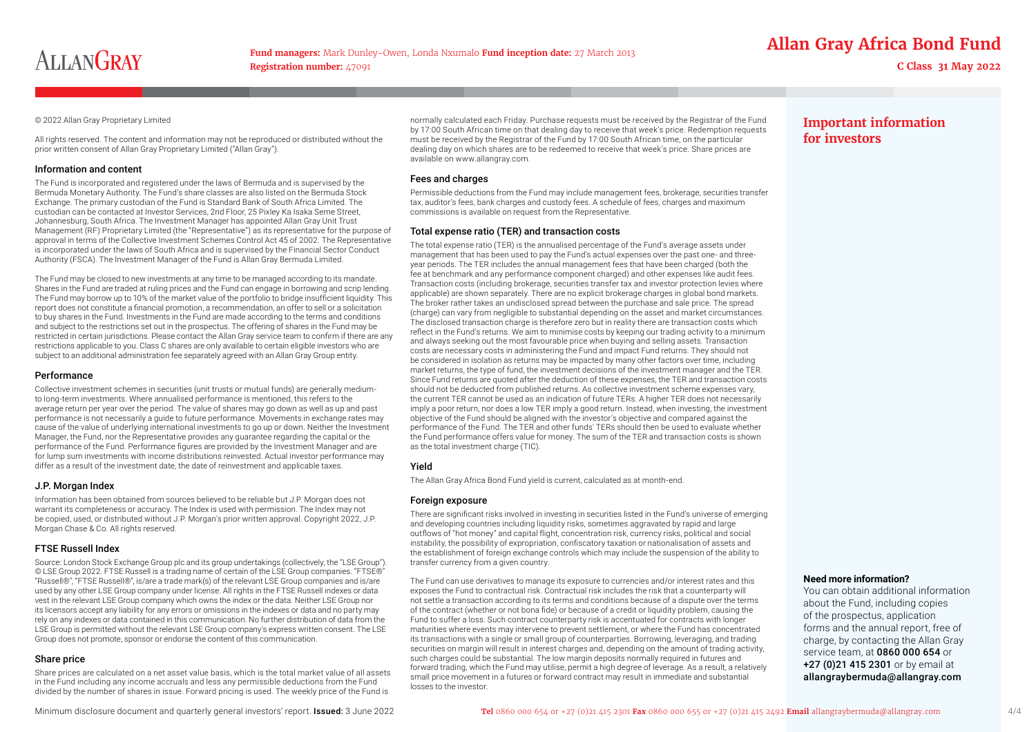© 2022 Allan Gray Proprietary Limited

All rights reserved. The content and information may not be reproduced or distributed without the prior written consent of Allan Gray Proprietary Limited ("Allan Gray").

### Information and content

The Fund is incorporated and registered under the laws of Bermuda and is supervised by the Bermuda Monetary Authority. The Fund's share classes are also listed on the Bermuda Stock Exchange. The primary custodian of the Fund is Standard Bank of South Africa Limited. The custodian can be contacted at Investor Services, 2nd Floor, 25 Pixley Ka Isaka Seme Street, Johannesburg, South Africa. The Investment Manager has appointed Allan Gray Unit Trust Management (RF) Proprietary Limited (the "Representative") as its representative for the purpose of approval in terms of the Collective Investment Schemes Control Act 45 of 2002. The Representative is incorporated under the laws of South Africa and is supervised by the Financial Sector Conduct Authority (FSCA). The Investment Manager of the Fund is Allan Gray Bermuda Limited.

The Fund may be closed to new investments at any time to be managed according to its mandate. Shares in the Fund are traded at ruling prices and the Fund can engage in borrowing and scrip lending. The Fund may borrow up to 10% of the market value of the portfolio to bridge insufficient liquidity. This report does not constitute a financial promotion, a recommendation, an offer to sell or a solicitation to buy shares in the Fund. Investments in the Fund are made according to the terms and conditions and subject to the restrictions set out in the prospectus. The offering of shares in the Fund may be restricted in certain jurisdictions. Please contact the Allan Gray service team to confirm if there are any restrictions applicable to you. Class C shares are only available to certain eligible investors who are subject to an additional administration fee separately agreed with an Allan Gray Group entity.

### Performance

Collective investment schemes in securities (unit trusts or mutual funds) are generally medium- to long-term investments. Where annualised performance is mentioned, this refers to the average return per year over the period. The value of shares may go down as well as up and past performance is not necessarily a guide to future performance. Movements in exchange rates may cause of the value of underlying international investments to go up or down. Neither the Investment Manager, the Fund, nor the Representative provides any guarantee regarding the capital or the performance of the Fund. Performance figures are provided by the Investment Manager and are for lump sum investments with income distributions reinvested. Actual investor performance may differ as a result of the investment date, the date of reinvestment and applicable taxes.

### J.P. Morgan Index

Information has been obtained from sources believed to be reliable but J.P. Morgan does not warrant its completeness or accuracy. The Index is used with permission. The Index may not be copied, used, or distributed without J.P. Morgan's prior written approval. Copyright 2022, J.P. Morgan Chase & Co. All rights reserved.

### FTSE Russell Index

Source: London Stock Exchange Group plc and its group undertakings (collectively, the "LSE Group"). © LSE Group 2022. FTSE Russell is a trading name of certain of the LSE Group companies. "FTSE®" "Russell®", "FTSE Russell®", is/are a trade mark(s) of the relevant LSE Group companies and is/are used by any other LSE Group company under license. All rights in the FTSE Russell indexes or data vest in the relevant LSE Group company which owns the index or the data. Neither LSE Group nor its licensors accept any liability for any errors or omissions in the indexes or data and no party may rely on any indexes or data contained in this communication. No further distribution of data from the LSE Group is permitted without the relevant LSE Group company's express written consent. The LSE Group does not promote, sponsor or endorse the content of this communication.

### Share price

Share prices are calculated on a net asset value basis, which is the total market value of all assets in the Fund including any income accruals and less any permissible deductions from the Fund divided by the number of shares in issue. Forward pricing is used. The weekly price of the Fund is normally calculated each Friday. Purchase requests must be received by the Registrar of the Fund by 17:00 South African time on that dealing day to receive that week's price. Redemption requests must be received by the Registrar of the Fund by 17:00 South African time, on the particular dealing day on which shares are to be redeemed to receive that week's price. Share prices are available on www.allangray.com.

### Fees and charges

Permissible deductions from the Fund may include management fees, brokerage, securities transfer tax, auditor's fees, bank charges and custody fees. A schedule of fees, charges and maximum commissions is available on request from the Representative.

### Total expense ratio (TER) and transaction costs

The total expense ratio (TER) is the annualised percentage of the Fund's average assets under management that has been used to pay the Fund's actual expenses over the past one- and three-year periods. The TER includes the annual management fees that have been charged (both the fee at benchmark and any performance component charged) and other expenses like audit fees. Transaction costs (including brokerage, securities transfer tax and investor protection levies where applicable) are shown separately. There are no explicit brokerage charges in global bond markets. The broker rather takes an undisclosed spread between the purchase and sale price. The spread (charge) can vary from negligible to substantial depending on the asset and market circumstances. The disclosed transaction charge is therefore zero but in reality there are transaction costs which reflect in the Fund's returns. We aim to minimise costs by keeping our trading activity to a minimum and always seeking out the most favourable price when buying and selling assets. Transaction costs are necessary costs in administering the Fund and impact Fund returns. They should not be considered in isolation as returns may be impacted by many other factors over time, including market returns, the type of fund, the investment decisions of the investment manager and the TER. Since Fund returns are quoted after the deduction of these expenses, the TER and transaction costs should not be deducted from published returns. As collective investment scheme expenses vary, the current TER cannot be used as an indication of future TERs. A higher TER does not necessarily imply a poor return, nor does a low TER imply a good return. Instead, when investing, the investment objective of the Fund should be aligned with the investor's objective and compared against the performance of the Fund. The TER and other funds' TERs should then be used to evaluate whether the Fund performance offers value for money. The sum of the TER and transaction costs is shown as the total investment charge (TIC).

### Yield

The Allan Gray Africa Bond Fund yield is current, calculated as at month-end.

### Foreign exposure

There are significant risks involved in investing in securities listed in the Fund's universe of emerging and developing countries including liquidity risks, sometimes aggravated by rapid and large outflows of "hot money" and capital flight, concentration risk, currency risks, political and social instability, the possibility of expropriation, confiscatory taxation or nationalisation of assets and the establishment of foreign exchange controls which may include the suspension of the ability to transfer currency from a given country.

The Fund can use derivatives to manage its exposure to currencies and/or interest rates and this exposes the Fund to contractual risk. Contractual risk includes the risk that a counterparty will not settle a transaction according to its terms and conditions because of a dispute over the terms of the contract (whether or not bona fide) or because of a credit or liquidity problem, causing the Fund to suffer a loss. Such contract counterparty risk is accentuated for contracts with longer maturities where events may intervene to prevent settlement, or where the Fund has concentrated its transactions with a single or small group of counterparties. Borrowing, leveraging, and trading securities on margin will result in interest charges and, depending on the amount of trading activity, such charges could be substantial. The low margin deposits normally required in futures and forward trading, which the Fund may utilise, permit a high degree of leverage. As a result, a relatively small price movement in a futures or forward contract may result in immediate and substantial losses to the investor.

## Important information for investors

**Need more information?**

You can obtain additional information about the Fund, including copies of the prospectus, application forms and the annual report, free of charge, by contacting the Allan Gray service team, at **0860 000 654** or **+27 (0)21 415 2301** or by email at **allangraybermuda@allangray.com**